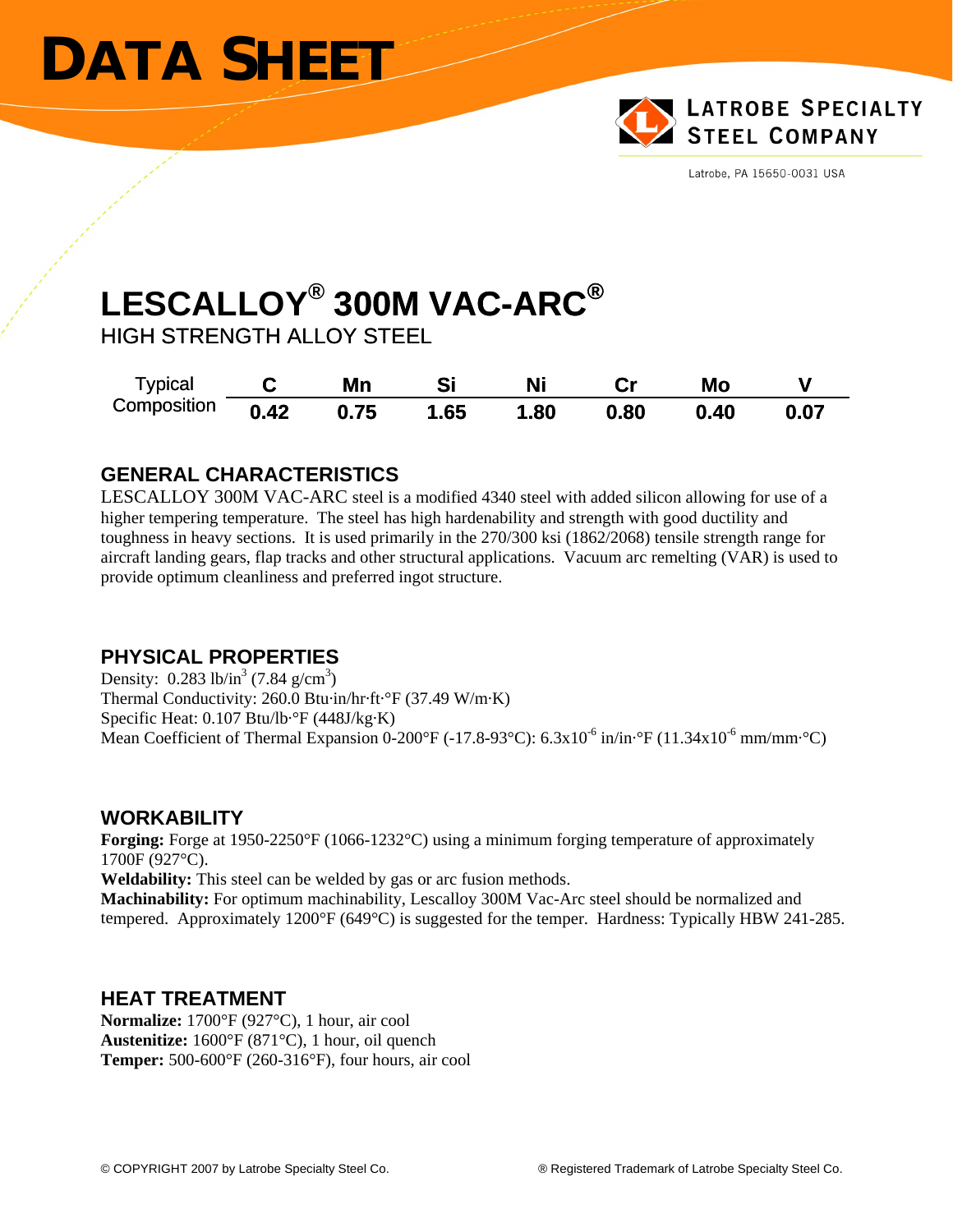# DATA SHEET

LATROBE SPECIALTY STEEL COMPANY

Latrobe, PA 15650-0031 USA

# LESCALLOY® 300M VAC-ARC®

HIGH STRENGTH ALLOY STEEL

| Typical Composition | C | Mn | Si | Ni | Cr | Mo | V |
|---|---|---|---|---|---|---|---|
| | **0.42** | **0.75** | **1.65** | **1.80** | **0.80** | **0.40** | **0.07** |

## GENERAL CHARACTERISTICS

LESCALLOY 300M VAC-ARC steel is a modified 4340 steel with added silicon allowing for use of a higher tempering temperature. The steel has high hardenability and strength with good ductility and toughness in heavy sections. It is used primarily in the 270/300 ksi (1862/2068) tensile strength range for aircraft landing gears, flap tracks and other structural applications. Vacuum arc remelting (VAR) is used to provide optimum cleanliness and preferred ingot structure.

## PHYSICAL PROPERTIES

Density: 0.283 lb/in$^3$ (7.84 g/cm$^3$)
Thermal Conductivity: 260.0 Btu·in/hr·ft·°F (37.49 W/m·K)
Specific Heat: 0.107 Btu/lb·°F (448J/kg·K)
Mean Coefficient of Thermal Expansion 0-200°F (-17.8-93°C): 6.3x10$^{-6}$ in/in·°F (11.34x10$^{-6}$ mm/mm·°C)

## WORKABILITY

**Forging:** Forge at 1950-2250°F (1066-1232°C) using a minimum forging temperature of approximately 1700F (927°C).
**Weldability:** This steel can be welded by gas or arc fusion methods.
**Machinability:** For optimum machinability, Lescalloy 300M Vac-Arc steel should be normalized and tempered. Approximately 1200°F (649°C) is suggested for the temper. Hardness: Typically HBW 241-285.

## HEAT TREATMENT

**Normalize:** 1700°F (927°C), 1 hour, air cool
**Austenitize:** 1600°F (871°C), 1 hour, oil quench
**Temper:** 500-600°F (260-316°F), four hours, air cool

© COPYRIGHT 2007 by Latrobe Specialty Steel Co. ® Registered Trademark of Latrobe Specialty Steel Co.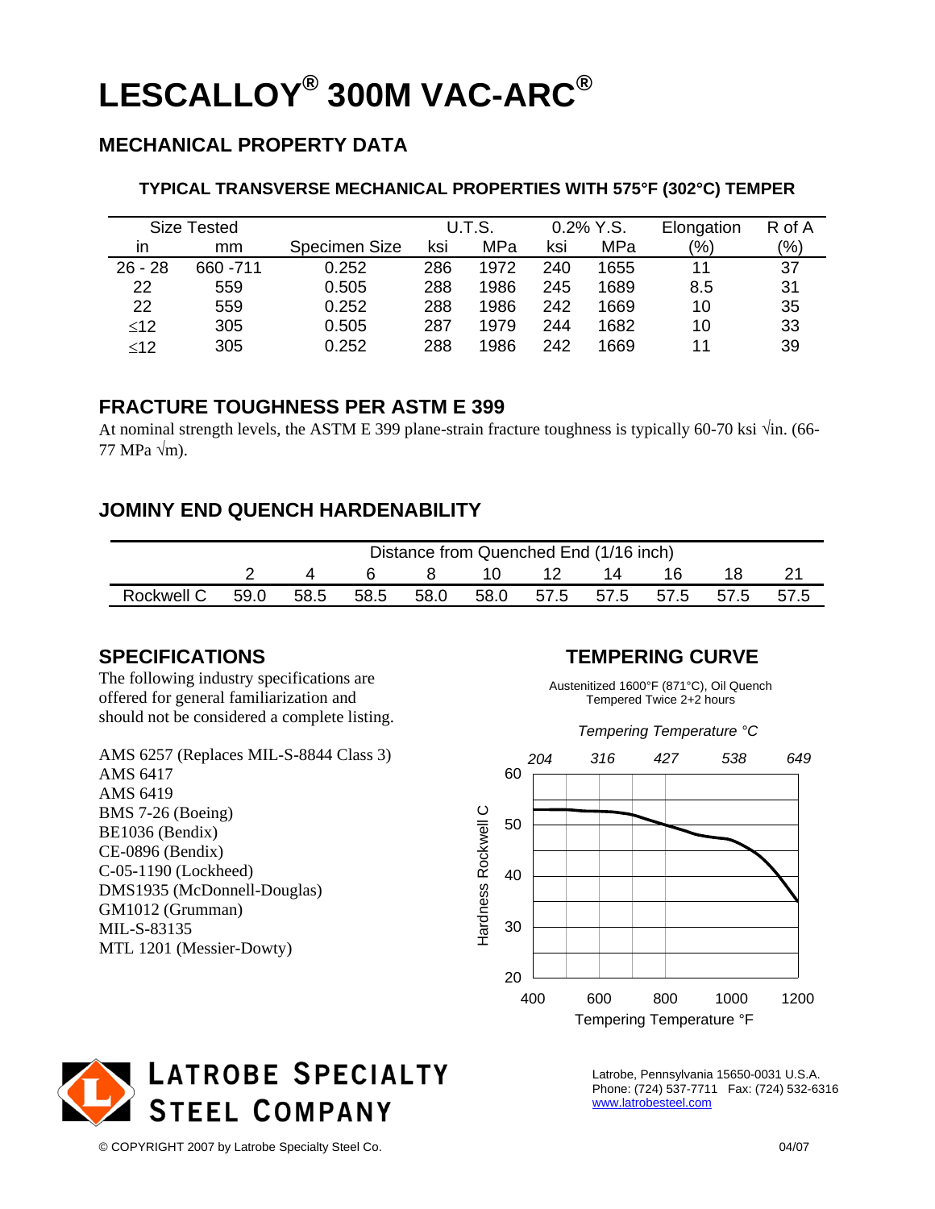# LESCALLOY® 300M VAC-ARC®

## MECHANICAL PROPERTY DATA

### TYPICAL TRANSVERSE MECHANICAL PROPERTIES WITH 575°F (302°C) TEMPER

| Size Tested | | | U.T.S. | | 0.2% Y.S. | | Elongation | R of A |
|---|---|---|---|---|---|---|---|---|
| in | mm | Specimen Size | ksi | MPa | ksi | MPa | (%) | (%) |
| 26 - 28 | 660 -711 | 0.252 | 286 | 1972 | 240 | 1655 | 11 | 37 |
| 22 | 559 | 0.505 | 288 | 1986 | 245 | 1689 | 8.5 | 31 |
| 22 | 559 | 0.252 | 288 | 1986 | 242 | 1669 | 10 | 35 |
| ≤12 | 305 | 0.505 | 287 | 1979 | 244 | 1682 | 10 | 33 |
| ≤12 | 305 | 0.252 | 288 | 1986 | 242 | 1669 | 11 | 39 |

## FRACTURE TOUGHNESS PER ASTM E 399

At nominal strength levels, the ASTM E 399 plane-strain fracture toughness is typically 60-70 ksi √in. (66-77 MPa √m).

## JOMINY END QUENCH HARDENABILITY

| | Distance from Quenched End (1/16 inch) | | | | | | | | | |
|---|---|---|---|---|---|---|---|---|---|---|
| | 2 | 4 | 6 | 8 | 10 | 12 | 14 | 16 | 18 | 21 |
| Rockwell C | 59.0 | 58.5 | 58.5 | 58.0 | 58.0 | 57.5 | 57.5 | 57.5 | 57.5 | 57.5 |

## SPECIFICATIONS

The following industry specifications are offered for general familiarization and should not be considered a complete listing.

AMS 6257 (Replaces MIL-S-8844 Class 3)
AMS 6417
AMS 6419
BMS 7-26 (Boeing)
BE1036 (Bendix)
CE-0896 (Bendix)
C-05-1190 (Lockheed)
DMS1935 (McDonnell-Douglas)
GM1012 (Grumman)
MIL-S-83135
MTL 1201 (Messier-Dowty)

## TEMPERING CURVE

Austenitized 1600°F (871°C), Oil Quench
Tempered Twice 2+2 hours

Tempering Temperature °C
204 316 427 538 649

Hardness Rockwell C
60
50
40
30
20

400 600 800 1000 1200
Tempering Temperature °F

LATROBE SPECIALTY STEEL COMPANY

Latrobe, Pennsylvania 15650-0031 U.S.A.
Phone: (724) 537-7711 Fax: (724) 532-6316
www.latrobesteel.com

© COPYRIGHT 2007 by Latrobe Specialty Steel Co.

04/07